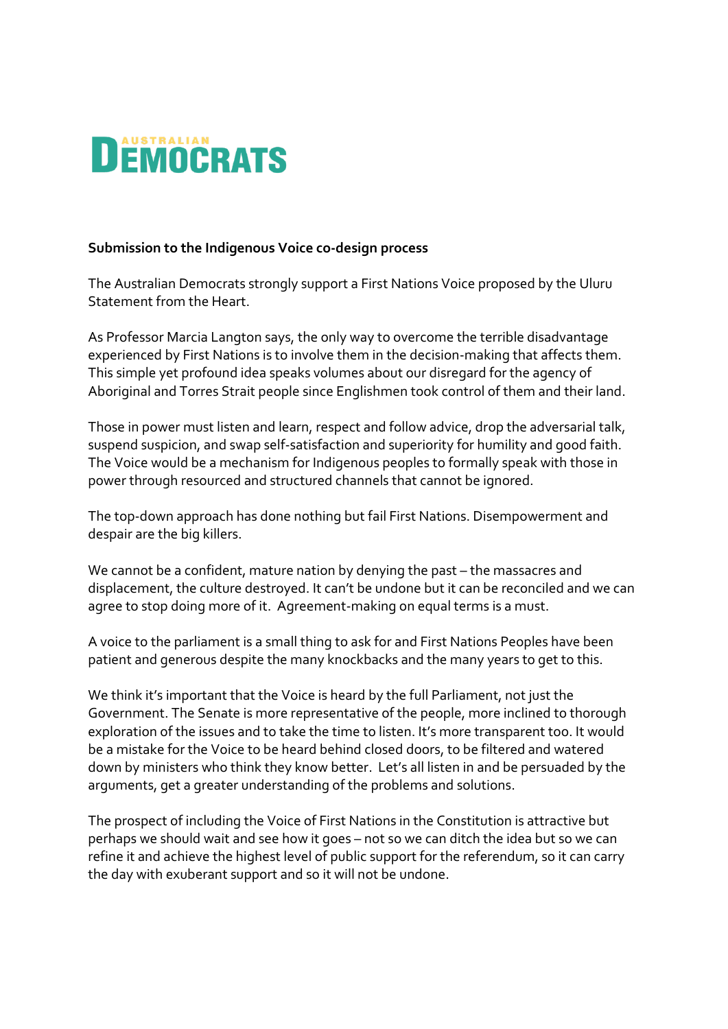AUSTRALIAN DEMOCRATS

**Submission to the Indigenous Voice co-design process**

The Australian Democrats strongly support a First Nations Voice proposed by the Uluru Statement from the Heart.

As Professor Marcia Langton says, the only way to overcome the terrible disadvantage experienced by First Nations is to involve them in the decision-making that affects them. This simple yet profound idea speaks volumes about our disregard for the agency of Aboriginal and Torres Strait people since Englishmen took control of them and their land.

Those in power must listen and learn, respect and follow advice, drop the adversarial talk, suspend suspicion, and swap self-satisfaction and superiority for humility and good faith. The Voice would be a mechanism for Indigenous peoples to formally speak with those in power through resourced and structured channels that cannot be ignored.

The top-down approach has done nothing but fail First Nations. Disempowerment and despair are the big killers.

We cannot be a confident, mature nation by denying the past – the massacres and displacement, the culture destroyed. It can't be undone but it can be reconciled and we can agree to stop doing more of it. Agreement-making on equal terms is a must.

A voice to the parliament is a small thing to ask for and First Nations Peoples have been patient and generous despite the many knockbacks and the many years to get to this.

We think it's important that the Voice is heard by the full Parliament, not just the Government. The Senate is more representative of the people, more inclined to thorough exploration of the issues and to take the time to listen. It's more transparent too. It would be a mistake for the Voice to be heard behind closed doors, to be filtered and watered down by ministers who think they know better. Let's all listen in and be persuaded by the arguments, get a greater understanding of the problems and solutions.

The prospect of including the Voice of First Nations in the Constitution is attractive but perhaps we should wait and see how it goes – not so we can ditch the idea but so we can refine it and achieve the highest level of public support for the referendum, so it can carry the day with exuberant support and so it will not be undone.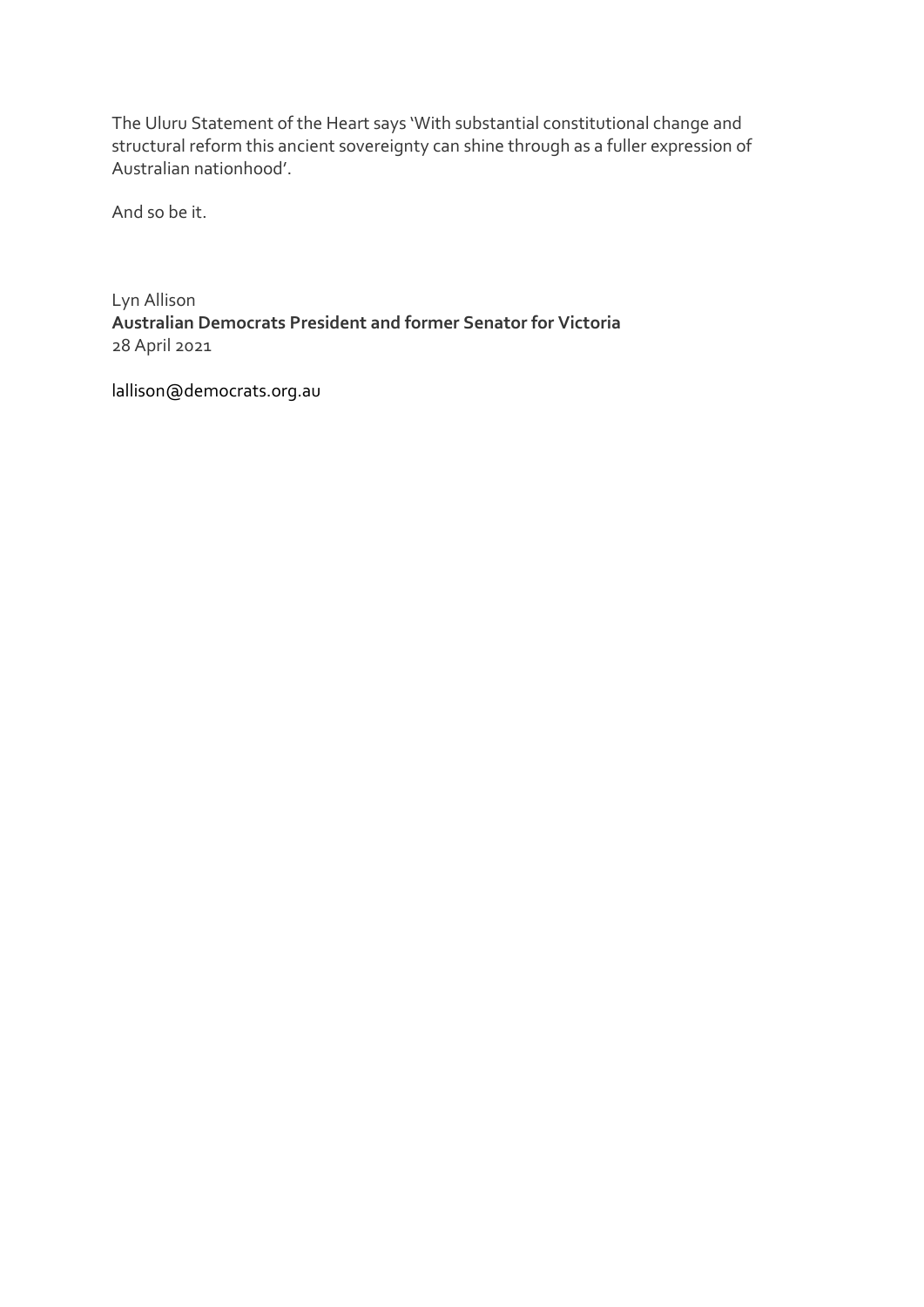The Uluru Statement of the Heart says 'With substantial constitutional change and structural reform this ancient sovereignty can shine through as a fuller expression of Australian nationhood'.

And so be it.

Lyn Allison
**Australian Democrats President and former Senator for Victoria**
28 April 2021

lallison@democrats.org.au